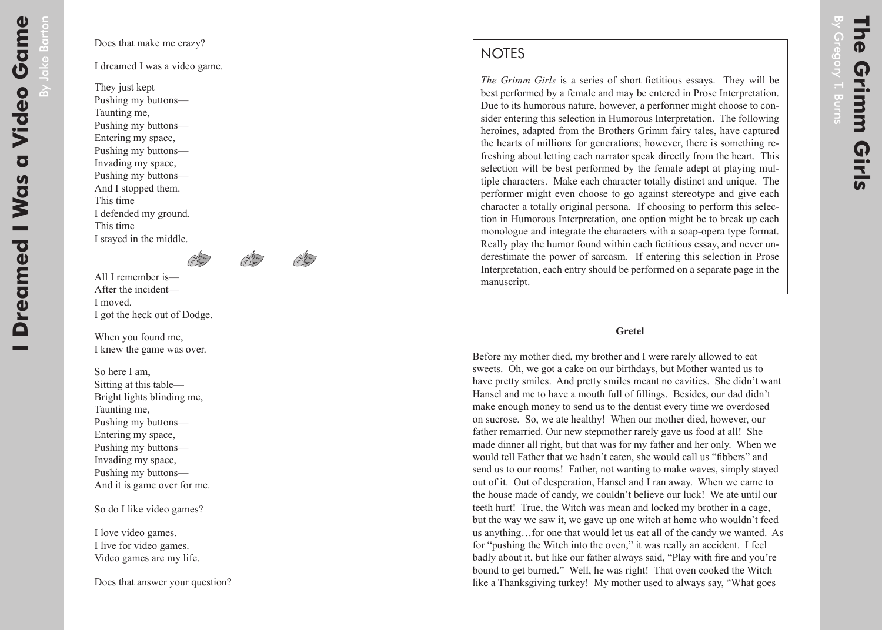Does that make me crazy?

I dreamed I was a video game.

They just kept  
Pushing my buttons—  
Taunting me,  
Pushing my buttons—  
Entering my space,  
Pushing my buttons—  
Invading my space,  
Pushing my buttons—  
And I stopped them.  
This time  
I defended my ground.  
This time  
I stayed in the middle.

All I remember is—  
After the incident—  
I moved.  
I got the heck out of Dodge.

When you found me,  
I knew the game was over.

So here I am,  
Sitting at this table—  
Bright lights blinding me,  
Taunting me,  
Pushing my buttons—  
Entering my space,  
Pushing my buttons—  
Invading my space,  
Pushing my buttons—  
And it is game over for me.

So do I like video games?

I love video games.  
I live for video games.  
Video games are my life.

Does that answer your question?

# The Grimm Girls

By Gregory T. Burns

## NOTES

*The Grimm Girls* is a series of short fictitious essays. They will be best performed by a female and may be entered in Prose Interpretation. Due to its humorous nature, however, a performer might choose to consider entering this selection in Humorous Interpretation. The following heroines, adapted from the Brothers Grimm fairy tales, have captured the hearts of millions for generations; however, there is something refreshing about letting each narrator speak directly from the heart. This selection will be best performed by the female adept at playing multiple characters. Make each character totally distinct and unique. The performer might even choose to go against stereotype and give each character a totally original persona. If choosing to perform this selection in Humorous Interpretation, one option might be to break up each monologue and integrate the characters with a soap-opera type format. Really play the humor found within each fictitious essay, and never underestimate the power of sarcasm. If entering this selection in Prose Interpretation, each entry should be performed on a separate page in the manuscript.

### Gretel

Before my mother died, my brother and I were rarely allowed to eat sweets. Oh, we got a cake on our birthdays, but Mother wanted us to have pretty smiles. And pretty smiles meant no cavities. She didn't want Hansel and me to have a mouth full of fillings. Besides, our dad didn't make enough money to send us to the dentist every time we overdosed on sucrose. So, we ate healthy! When our mother died, however, our father remarried. Our new stepmother rarely gave us food at all! She made dinner all right, but that was for my father and her only. When we would tell Father that we hadn't eaten, she would call us "fibbers" and send us to our rooms! Father, not wanting to make waves, simply stayed out of it. Out of desperation, Hansel and I ran away. When we came to the house made of candy, we couldn't believe our luck! We ate until our teeth hurt! True, the Witch was mean and locked my brother in a cage, but the way we saw it, we gave up one witch at home who wouldn't feed us anything…for one that would let us eat all of the candy we wanted. As for "pushing the Witch into the oven," it was really an accident. I feel badly about it, but like our father always said, "Play with fire and you're bound to get burned." Well, he was right! That oven cooked the Witch like a Thanksgiving turkey! My mother used to always say, "What goes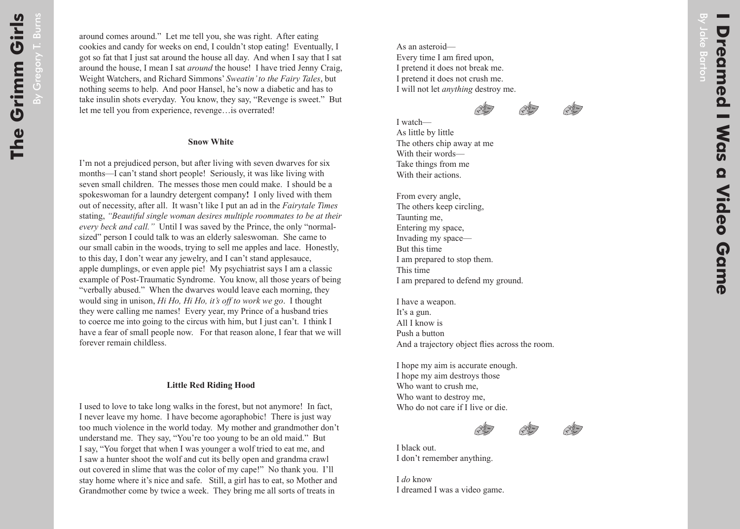around comes around." Let me tell you, she was right. After eating cookies and candy for weeks on end, I couldn't stop eating! Eventually, I got so fat that I just sat around the house all day. And when I say that I sat around the house, I mean I sat *around* the house! I have tried Jenny Craig, Weight Watchers, and Richard Simmons' *Sweatin' to the Fairy Tales*, but nothing seems to help. And poor Hansel, he's now a diabetic and has to take insulin shots everyday. You know, they say, "Revenge is sweet." But let me tell you from experience, revenge…is overrated!

**Snow White**

I'm not a prejudiced person, but after living with seven dwarves for six months—I can't stand short people! Seriously, it was like living with seven small children. The messes those men could make. I should be a spokeswoman for a laundry detergent company**!** I only lived with them out of necessity, after all. It wasn't like I put an ad in the *Fairytale Times* stating, *"Beautiful single woman desires multiple roommates to be at their every beck and call."* Until I was saved by the Prince, the only "normal-sized" person I could talk to was an elderly saleswoman. She came to our small cabin in the woods, trying to sell me apples and lace. Honestly, to this day, I don't wear any jewelry, and I can't stand applesauce, apple dumplings, or even apple pie! My psychiatrist says I am a classic example of Post-Traumatic Syndrome. You know, all those years of being "verbally abused." When the dwarves would leave each morning, they would sing in unison, *Hi Ho, Hi Ho, it's off to work we go*. I thought they were calling me names! Every year, my Prince of a husband tries to coerce me into going to the circus with him, but I just can't. I think I have a fear of small people now. For that reason alone, I fear that we will forever remain childless.

**Little Red Riding Hood**

I used to love to take long walks in the forest, but not anymore! In fact, I never leave my home. I have become agoraphobic! There is just way too much violence in the world today. My mother and grandmother don't understand me. They say, "You're too young to be an old maid." But I say, "You forget that when I was younger a wolf tried to eat me, and I saw a hunter shoot the wolf and cut its belly open and grandma crawl out covered in slime that was the color of my cape!" No thank you. I'll stay home where it's nice and safe. Still, a girl has to eat, so Mother and Grandmother come by twice a week. They bring me all sorts of treats in

As an asteroid—
Every time I am fired upon,
I pretend it does not break me.
I pretend it does not crush me.
I will not let *anything* destroy me.

I watch—
As little by little
The others chip away at me
With their words—
Take things from me
With their actions.

From every angle,
The others keep circling,
Taunting me,
Entering my space,
Invading my space—
But this time
I am prepared to stop them.
This time
I am prepared to defend my ground.

I have a weapon.
It's a gun.
All I know is
Push a button
And a trajectory object flies across the room.

I hope my aim is accurate enough.
I hope my aim destroys those
Who want to crush me,
Who want to destroy me,
Who do not care if I live or die.

I black out.
I don't remember anything.

I *do* know
I dreamed I was a video game.